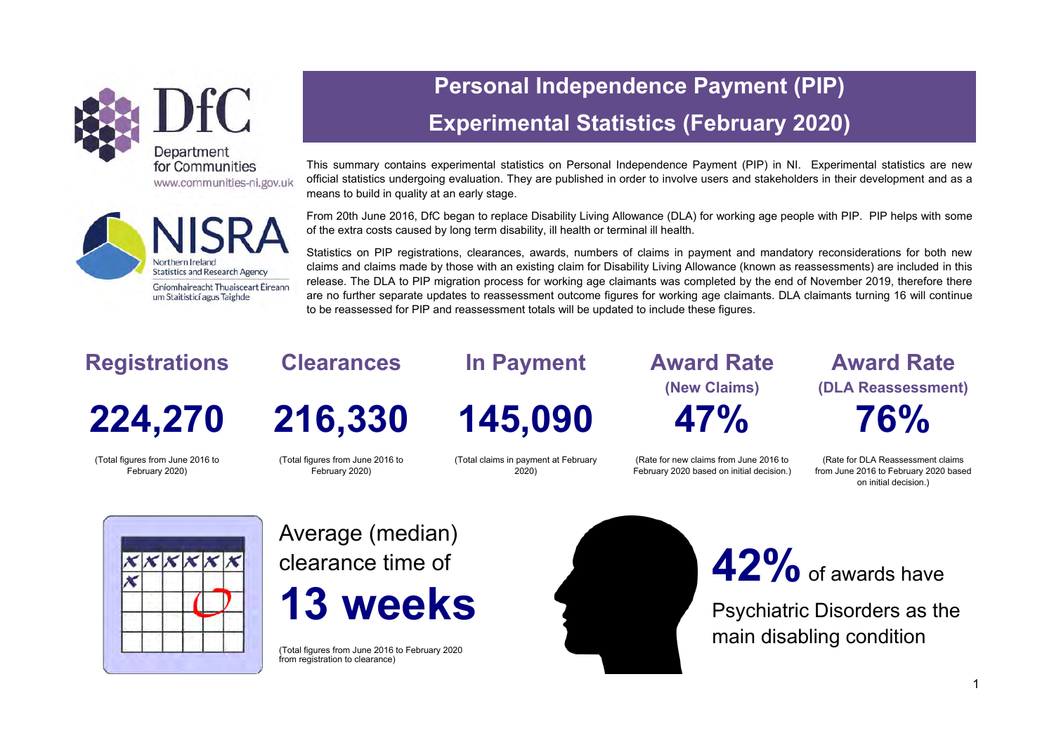Department for Communities
www.communities-ni.gov.uk

NISRA
Northern Ireland Statistics and Research Agency
Gníomhaireacht Thuaisceart Éireann um Staitisticí agus Taighde

# Personal Independence Payment (PIP)
# Experimental Statistics (February 2020)

This summary contains experimental statistics on Personal Independence Payment (PIP) in NI. Experimental statistics are new official statistics undergoing evaluation. They are published in order to involve users and stakeholders in their development and as a means to build in quality at an early stage.

From 20th June 2016, DfC began to replace Disability Living Allowance (DLA) for working age people with PIP. PIP helps with some of the extra costs caused by long term disability, ill health or terminal ill health.

Statistics on PIP registrations, clearances, awards, numbers of claims in payment and mandatory reconsiderations for both new claims and claims made by those with an existing claim for Disability Living Allowance (known as reassessments) are included in this release. The DLA to PIP migration process for working age claimants was completed by the end of November 2019, therefore there are no further separate updates to reassessment outcome figures for working age claimants. DLA claimants turning 16 will continue to be reassessed for PIP and reassessment totals will be updated to include these figures.

## Registrations

**224,270**

(Total figures from June 2016 to February 2020)

## Clearances

**216,330**

(Total figures from June 2016 to February 2020)

## In Payment

**145,090**

(Total claims in payment at February 2020)

## Award Rate (New Claims)

**47%**

(Rate for new claims from June 2016 to February 2020 based on initial decision.)

## Award Rate (DLA Reassessment)

**76%**

(Rate for DLA Reassessment claims from June 2016 to February 2020 based on initial decision.)

Average (median) clearance time of

**13 weeks**

(Total figures from June 2016 to February 2020 from registration to clearance)

**42%** of awards have Psychiatric Disorders as the main disabling condition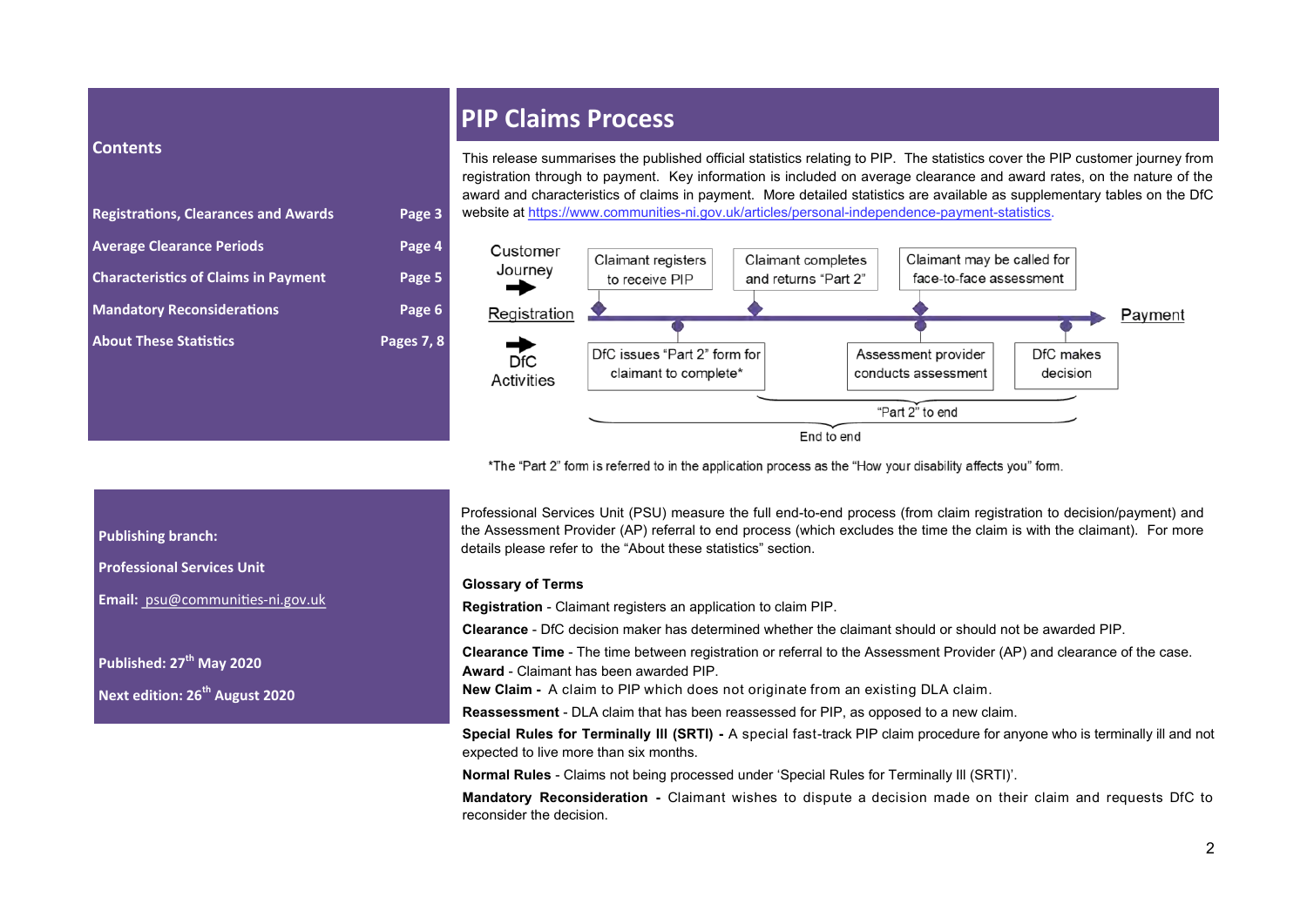## Contents

| | |
|---|---|
| Registrations, Clearances and Awards | Page 3 |
| Average Clearance Periods | Page 4 |
| Characteristics of Claims in Payment | Page 5 |
| Mandatory Reconsiderations | Page 6 |
| About These Statistics | Pages 7, 8 |

**Publishing branch:**

**Professional Services Unit**

**Email:** psu@communities-ni.gov.uk

**Published: 27th May 2020**

**Next edition: 26th August 2020**

# PIP Claims Process

This release summarises the published official statistics relating to PIP. The statistics cover the PIP customer journey from registration through to payment. Key information is included on average clearance and award rates, on the nature of the award and characteristics of claims in payment. More detailed statistics are available as supplementary tables on the DfC website at https://www.communities-ni.gov.uk/articles/personal-independence-payment-statistics.

Customer Journey: Registration → Claimant registers to receive PIP → Claimant completes and returns "Part 2" → Claimant may be called for face-to-face assessment → Payment

DfC Activities: DfC issues "Part 2" form for claimant to complete* → Assessment provider conducts assessment → DfC makes decision

"Part 2" to end

End to end

*The "Part 2" form is referred to in the application process as the "How your disability affects you" form.

Professional Services Unit (PSU) measure the full end-to-end process (from claim registration to decision/payment) and the Assessment Provider (AP) referral to end process (which excludes the time the claim is with the claimant). For more details please refer to the "About these statistics" section.

**Glossary of Terms**

**Registration** - Claimant registers an application to claim PIP.

**Clearance** - DfC decision maker has determined whether the claimant should or should not be awarded PIP.

**Clearance Time** - The time between registration or referral to the Assessment Provider (AP) and clearance of the case.

**Award** - Claimant has been awarded PIP.

**New Claim -** A claim to PIP which does not originate from an existing DLA claim.

**Reassessment** - DLA claim that has been reassessed for PIP, as opposed to a new claim.

**Special Rules for Terminally Ill (SRTI) -** A special fast-track PIP claim procedure for anyone who is terminally ill and not expected to live more than six months.

**Normal Rules** - Claims not being processed under 'Special Rules for Terminally Ill (SRTI)'.

**Mandatory Reconsideration -** Claimant wishes to dispute a decision made on their claim and requests DfC to reconsider the decision.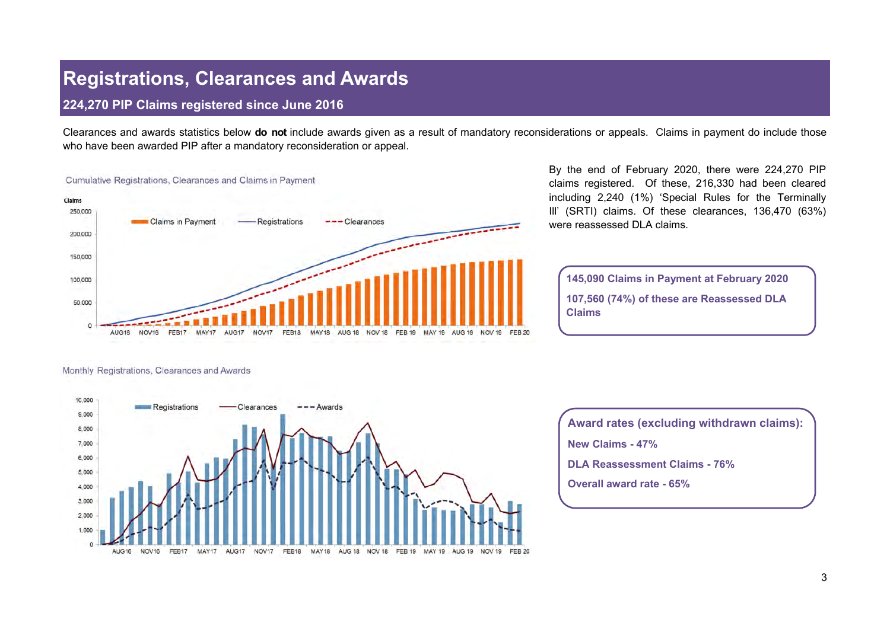# Registrations, Clearances and Awards

## 224,270 PIP Claims registered since June 2016

Clearances and awards statistics below **do not** include awards given as a result of mandatory reconsiderations or appeals. Claims in payment do include those who have been awarded PIP after a mandatory reconsideration or appeal.

Cumulative Registrations, Clearances and Claims in Payment

By the end of February 2020, there were 224,270 PIP claims registered. Of these, 216,330 had been cleared including 2,240 (1%) 'Special Rules for the Terminally Ill' (SRTI) claims. Of these clearances, 136,470 (63%) were reassessed DLA claims.

**145,090 Claims in Payment at February 2020**

**107,560 (74%) of these are Reassessed DLA Claims**

Monthly Registrations, Clearances and Awards

**Award rates (excluding withdrawn claims):**

**New Claims - 47%**

**DLA Reassessment Claims - 76%**

**Overall award rate - 65%**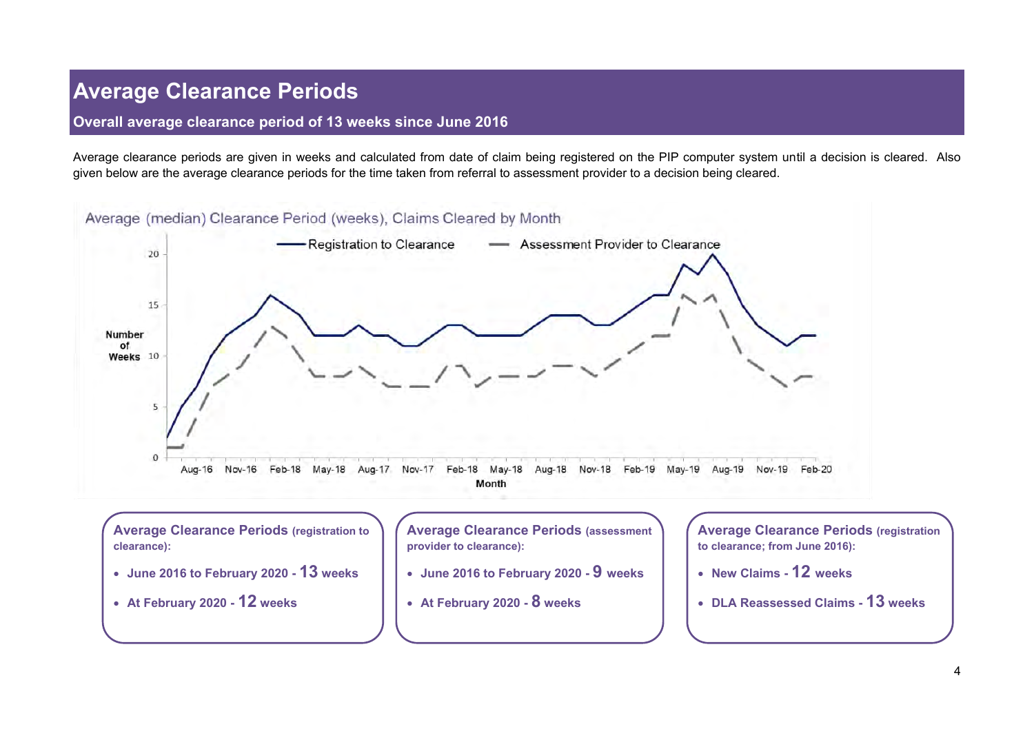# Average Clearance Periods

## Overall average clearance period of 13 weeks since June 2016

Average clearance periods are given in weeks and calculated from date of claim being registered on the PIP computer system until a decision is cleared. Also given below are the average clearance periods for the time taken from referral to assessment provider to a decision being cleared.

Average (median) Clearance Period (weeks), Claims Cleared by Month

**Average Clearance Periods** (registration to clearance):

- **June 2016 to February 2020 - 13 weeks**
- **At February 2020 - 12 weeks**

**Average Clearance Periods** (assessment provider to clearance):

- **June 2016 to February 2020 - 9 weeks**
- **At February 2020 - 8 weeks**

**Average Clearance Periods** (registration to clearance; from June 2016):

- **New Claims - 12 weeks**
- **DLA Reassessed Claims - 13 weeks**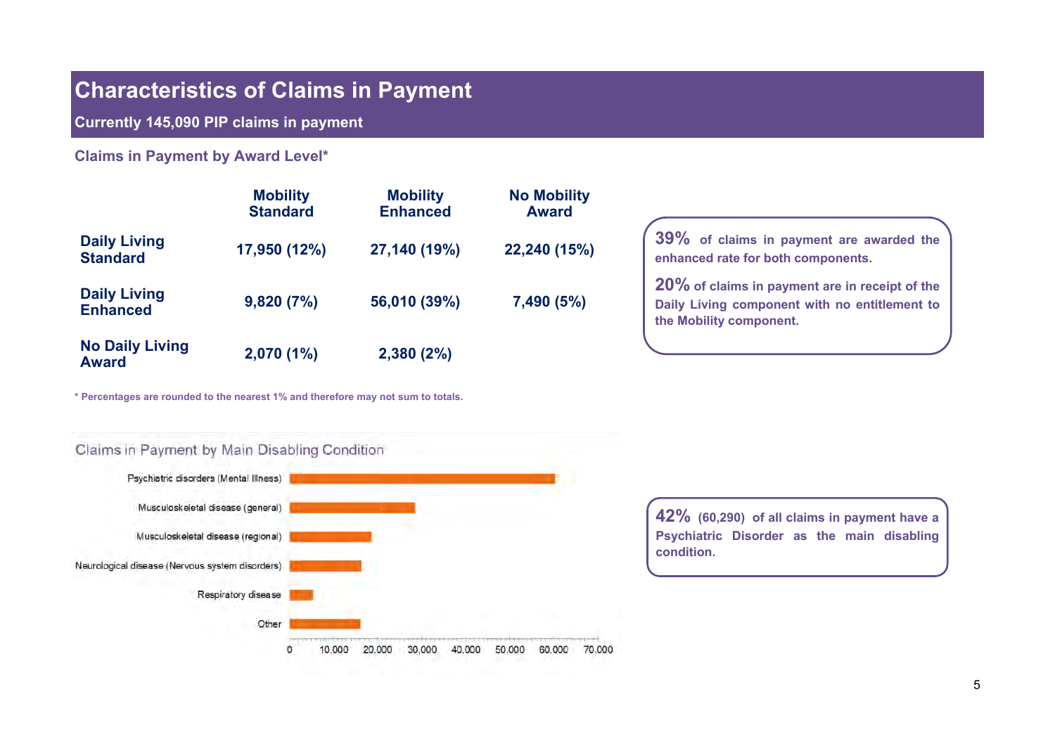# Characteristics of Claims in Payment

**Currently 145,090 PIP claims in payment**

## Claims in Payment by Award Level*

| | Mobility Standard | Mobility Enhanced | No Mobility Award |
|---|---|---|---|
| **Daily Living Standard** | 17,950 (12%) | 27,140 (19%) | 22,240 (15%) |
| **Daily Living Enhanced** | 9,820 (7%) | 56,010 (39%) | 7,490 (5%) |
| **No Daily Living Award** | 2,070 (1%) | 2,380 (2%) | |

\* Percentages are rounded to the nearest 1% and therefore may not sum to totals.

**39%** of claims in payment are awarded the enhanced rate for both components.

**20%** of claims in payment are in receipt of the Daily Living component with no entitlement to the Mobility component.

## Claims in Payment by Main Disabling Condition

- Psychiatric disorders (Mental Illness)
- Musculoskeletal disease (general)
- Musculoskeletal disease (regional)
- Neurological disease (Nervous system disorders)
- Respiratory disease
- Other

(Axis: 0, 10,000, 20,000, 30,000, 40,000, 50,000, 60,000, 70,000)

**42%** (60,290) of all claims in payment have a Psychiatric Disorder as the main disabling condition.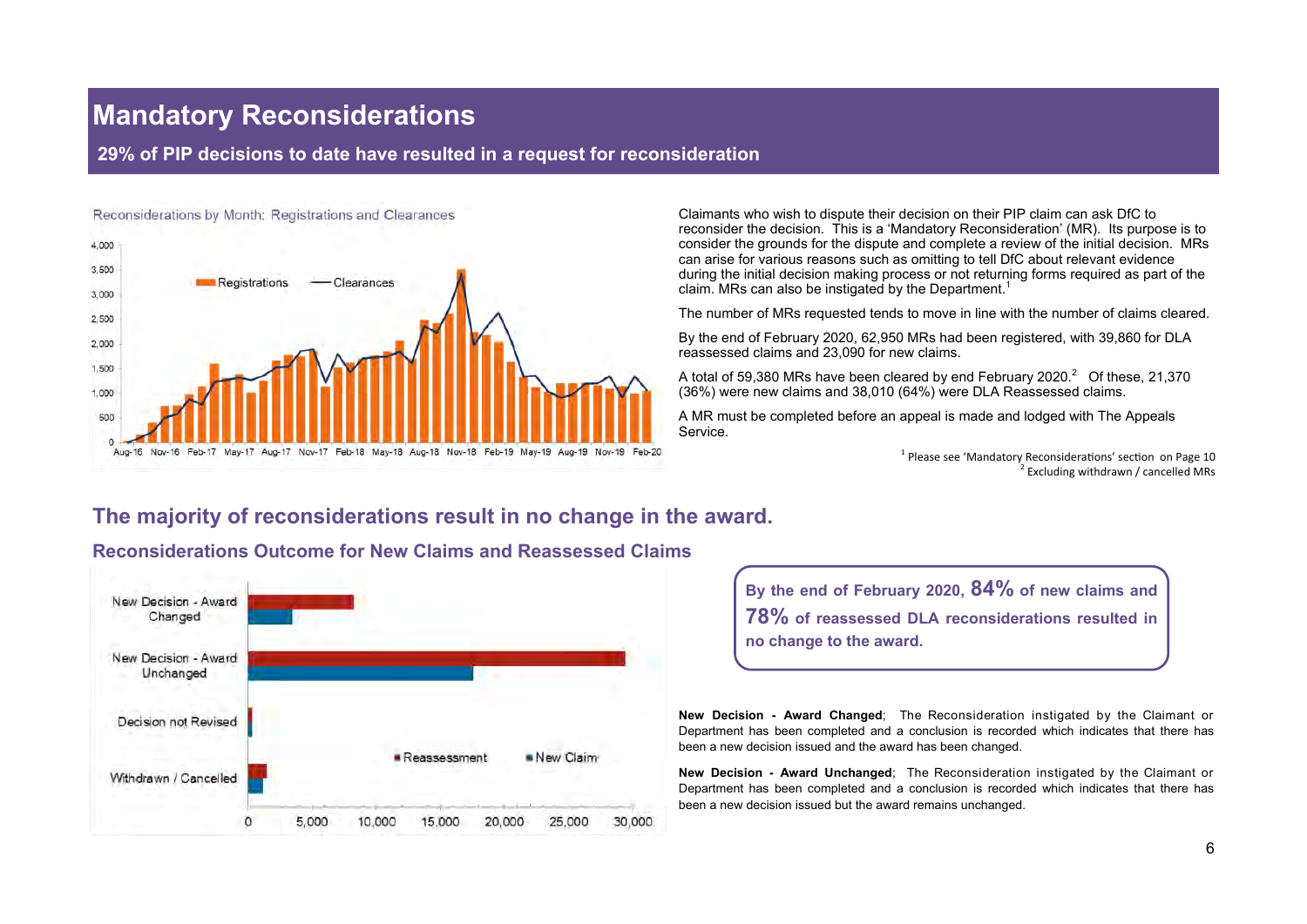# Mandatory Reconsiderations

**29% of PIP decisions to date have resulted in a request for reconsideration**

Reconsiderations by Month: Registrations and Clearances

Claimants who wish to dispute their decision on their PIP claim can ask DfC to reconsider the decision. This is a 'Mandatory Reconsideration' (MR). Its purpose is to consider the grounds for the dispute and complete a review of the initial decision. MRs can arise for various reasons such as omitting to tell DfC about relevant evidence during the initial decision making process or not returning forms required as part of the claim. MRs can also be instigated by the Department.[1]

The number of MRs requested tends to move in line with the number of claims cleared.

By the end of February 2020, 62,950 MRs had been registered, with 39,860 for DLA reassessed claims and 23,090 for new claims.

A total of 59,380 MRs have been cleared by end February 2020.[2] Of these, 21,370 (36%) were new claims and 38,010 (64%) were DLA Reassessed claims.

A MR must be completed before an appeal is made and lodged with The Appeals Service.

[1] Please see 'Mandatory Reconsiderations' section on Page 10
[2] Excluding withdrawn / cancelled MRs

## The majority of reconsiderations result in no change in the award.

### Reconsiderations Outcome for New Claims and Reassessed Claims

**By the end of February 2020, 84% of new claims and 78% of reassessed DLA reconsiderations resulted in no change to the award.**

**New Decision - Award Changed**; The Reconsideration instigated by the Claimant or Department has been completed and a conclusion is recorded which indicates that there has been a new decision issued and the award has been changed.

**New Decision - Award Unchanged**; The Reconsideration instigated by the Claimant or Department has been completed and a conclusion is recorded which indicates that there has been a new decision issued but the award remains unchanged.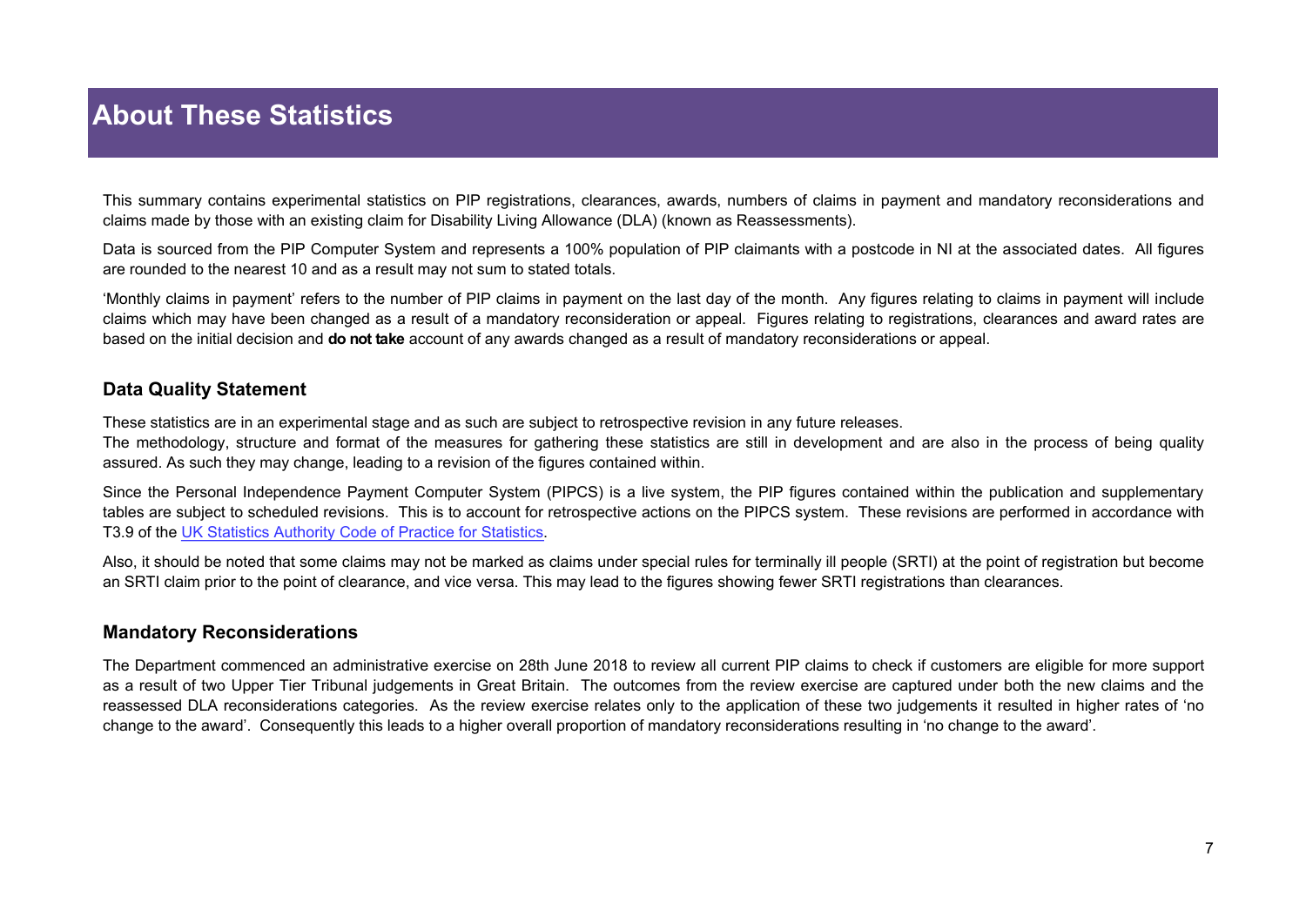# About These Statistics

This summary contains experimental statistics on PIP registrations, clearances, awards, numbers of claims in payment and mandatory reconsiderations and claims made by those with an existing claim for Disability Living Allowance (DLA) (known as Reassessments).

Data is sourced from the PIP Computer System and represents a 100% population of PIP claimants with a postcode in NI at the associated dates. All figures are rounded to the nearest 10 and as a result may not sum to stated totals.

'Monthly claims in payment' refers to the number of PIP claims in payment on the last day of the month. Any figures relating to claims in payment will include claims which may have been changed as a result of a mandatory reconsideration or appeal. Figures relating to registrations, clearances and award rates are based on the initial decision and **do not take** account of any awards changed as a result of mandatory reconsiderations or appeal.

## Data Quality Statement

These statistics are in an experimental stage and as such are subject to retrospective revision in any future releases.
The methodology, structure and format of the measures for gathering these statistics are still in development and are also in the process of being quality assured. As such they may change, leading to a revision of the figures contained within.

Since the Personal Independence Payment Computer System (PIPCS) is a live system, the PIP figures contained within the publication and supplementary tables are subject to scheduled revisions. This is to account for retrospective actions on the PIPCS system. These revisions are performed in accordance with T3.9 of the UK Statistics Authority Code of Practice for Statistics.

Also, it should be noted that some claims may not be marked as claims under special rules for terminally ill people (SRTI) at the point of registration but become an SRTI claim prior to the point of clearance, and vice versa. This may lead to the figures showing fewer SRTI registrations than clearances.

## Mandatory Reconsiderations

The Department commenced an administrative exercise on 28th June 2018 to review all current PIP claims to check if customers are eligible for more support as a result of two Upper Tier Tribunal judgements in Great Britain. The outcomes from the review exercise are captured under both the new claims and the reassessed DLA reconsiderations categories. As the review exercise relates only to the application of these two judgements it resulted in higher rates of 'no change to the award'. Consequently this leads to a higher overall proportion of mandatory reconsiderations resulting in 'no change to the award'.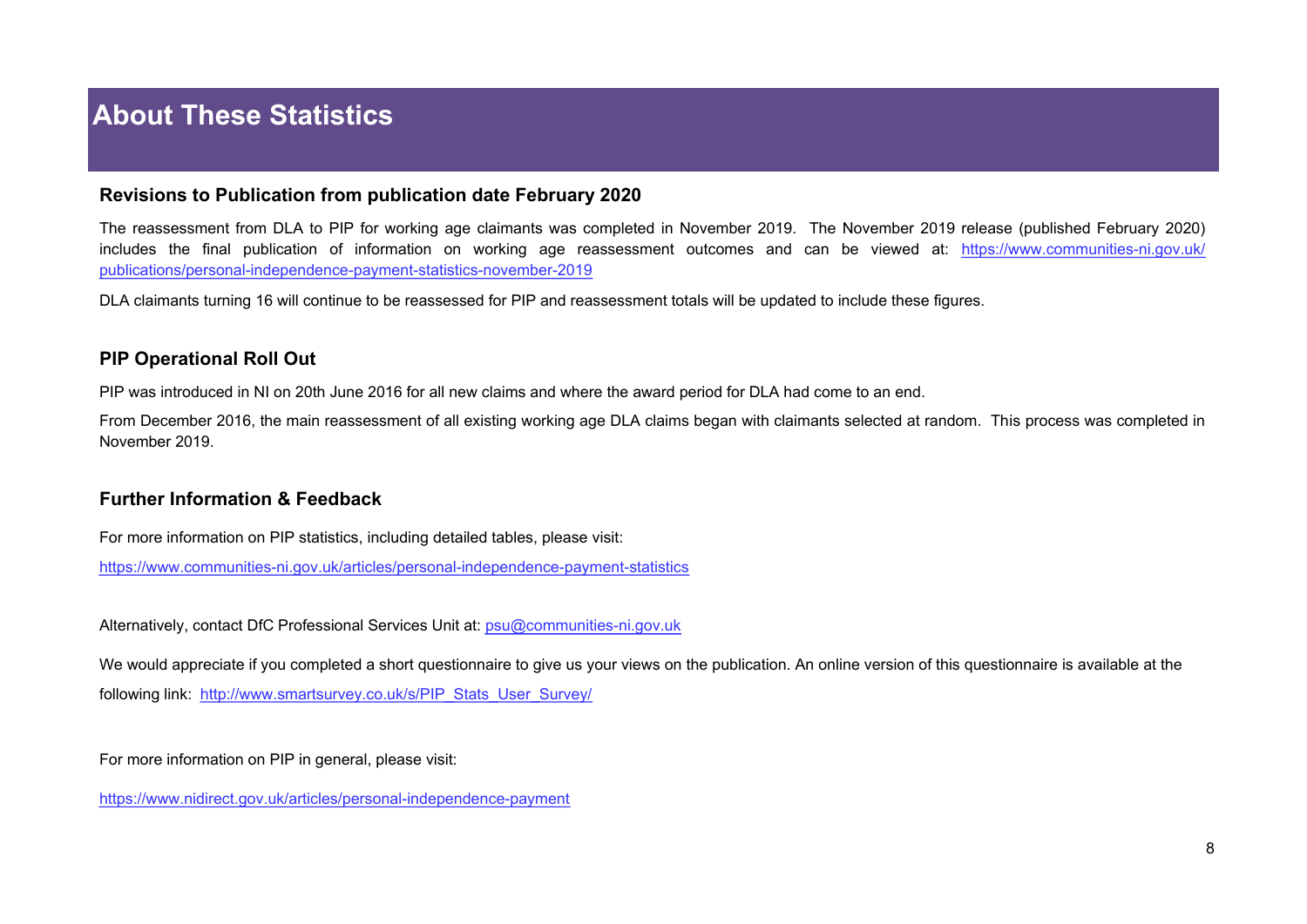# About These Statistics

## Revisions to Publication from publication date February 2020

The reassessment from DLA to PIP for working age claimants was completed in November 2019. The November 2019 release (published February 2020) includes the final publication of information on working age reassessment outcomes and can be viewed at: https://www.communities-ni.gov.uk/publications/personal-independence-payment-statistics-november-2019

DLA claimants turning 16 will continue to be reassessed for PIP and reassessment totals will be updated to include these figures.

## PIP Operational Roll Out

PIP was introduced in NI on 20th June 2016 for all new claims and where the award period for DLA had come to an end.

From December 2016, the main reassessment of all existing working age DLA claims began with claimants selected at random. This process was completed in November 2019.

## Further Information & Feedback

For more information on PIP statistics, including detailed tables, please visit:

https://www.communities-ni.gov.uk/articles/personal-independence-payment-statistics

Alternatively, contact DfC Professional Services Unit at: psu@communities-ni.gov.uk

We would appreciate if you completed a short questionnaire to give us your views on the publication. An online version of this questionnaire is available at the following link: http://www.smartsurvey.co.uk/s/PIP_Stats_User_Survey/

For more information on PIP in general, please visit:

https://www.nidirect.gov.uk/articles/personal-independence-payment